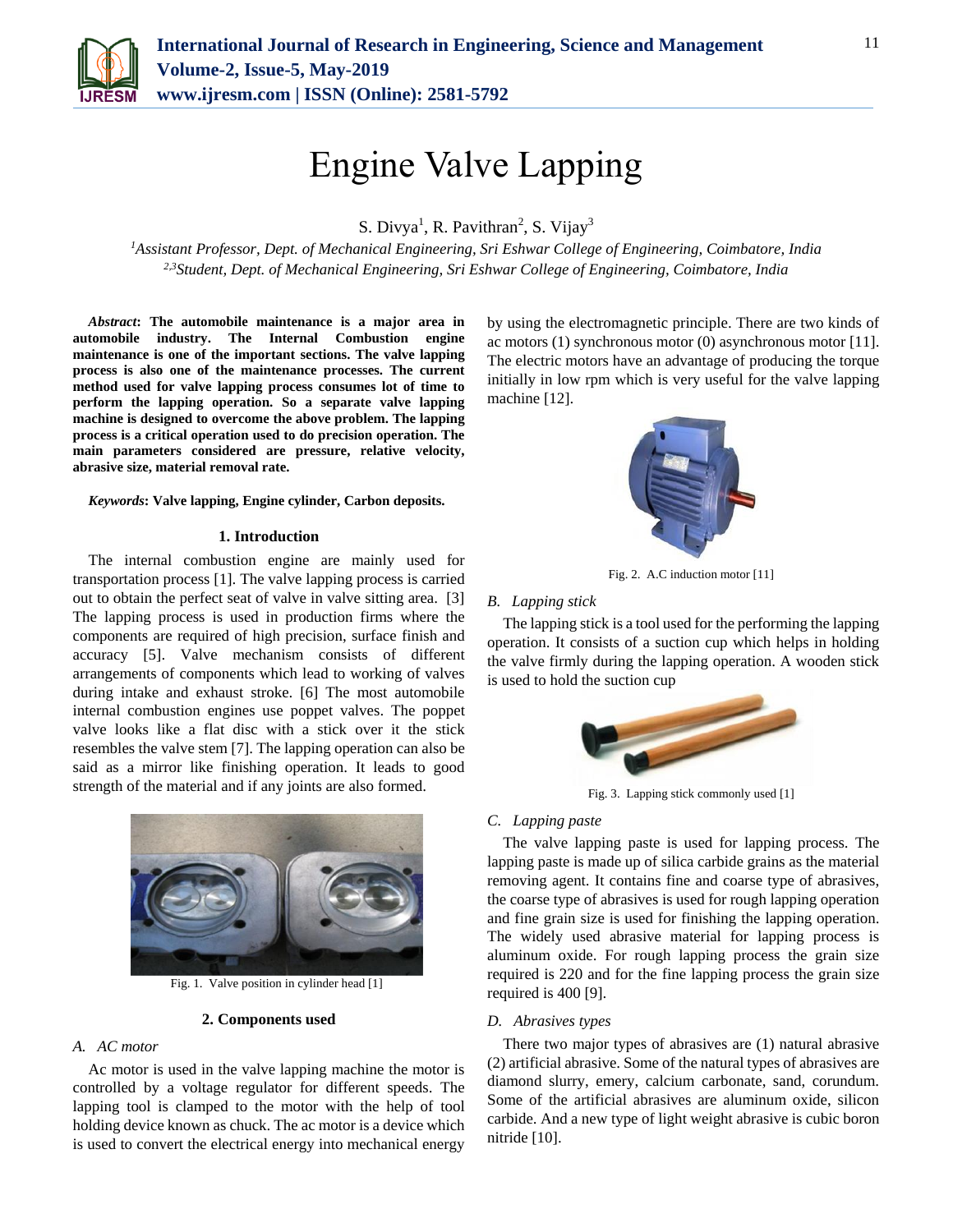# Engine Valve Lapping

S. Divya[1], R. Pavithran[2], S. Vijay[3]

[1]*Assistant Professor, Dept. of Mechanical Engineering, Sri Eshwar College of Engineering, Coimbatore, India*
[2,3]*Student, Dept. of Mechanical Engineering, Sri Eshwar College of Engineering, Coimbatore, India*

***Abstract*: The automobile maintenance is a major area in automobile industry. The Internal Combustion engine maintenance is one of the important sections. The valve lapping process is also one of the maintenance processes. The current method used for valve lapping process consumes lot of time to perform the lapping operation. So a separate valve lapping machine is designed to overcome the above problem. The lapping process is a critical operation used to do precision operation. The main parameters considered are pressure, relative velocity, abrasive size, material removal rate.**

***Keywords*: Valve lapping, Engine cylinder, Carbon deposits.**

## 1. Introduction

The internal combustion engine are mainly used for transportation process [1]. The valve lapping process is carried out to obtain the perfect seat of valve in valve sitting area. [3] The lapping process is used in production firms where the components are required of high precision, surface finish and accuracy [5]. Valve mechanism consists of different arrangements of components which lead to working of valves during intake and exhaust stroke. [6] The most automobile internal combustion engines use poppet valves. The poppet valve looks like a flat disc with a stick over it the stick resembles the valve stem [7]. The lapping operation can also be said as a mirror like finishing operation. It leads to good strength of the material and if any joints are also formed.

Fig. 1. Valve position in cylinder head [1]

## 2. Components used

### *A. AC motor*

Ac motor is used in the valve lapping machine the motor is controlled by a voltage regulator for different speeds. The lapping tool is clamped to the motor with the help of tool holding device known as chuck. The ac motor is a device which is used to convert the electrical energy into mechanical energy by using the electromagnetic principle. There are two kinds of ac motors (1) synchronous motor (0) asynchronous motor [11]. The electric motors have an advantage of producing the torque initially in low rpm which is very useful for the valve lapping machine [12].

Fig. 2. A.C induction motor [11]

### *B. Lapping stick*

The lapping stick is a tool used for the performing the lapping operation. It consists of a suction cup which helps in holding the valve firmly during the lapping operation. A wooden stick is used to hold the suction cup

Fig. 3. Lapping stick commonly used [1]

### *C. Lapping paste*

The valve lapping paste is used for lapping process. The lapping paste is made up of silica carbide grains as the material removing agent. It contains fine and coarse type of abrasives, the coarse type of abrasives is used for rough lapping operation and fine grain size is used for finishing the lapping operation. The widely used abrasive material for lapping process is aluminum oxide. For rough lapping process the grain size required is 220 and for the fine lapping process the grain size required is 400 [9].

### *D. Abrasives types*

There two major types of abrasives are (1) natural abrasive (2) artificial abrasive. Some of the natural types of abrasives are diamond slurry, emery, calcium carbonate, sand, corundum. Some of the artificial abrasives are aluminum oxide, silicon carbide. And a new type of light weight abrasive is cubic boron nitride [10].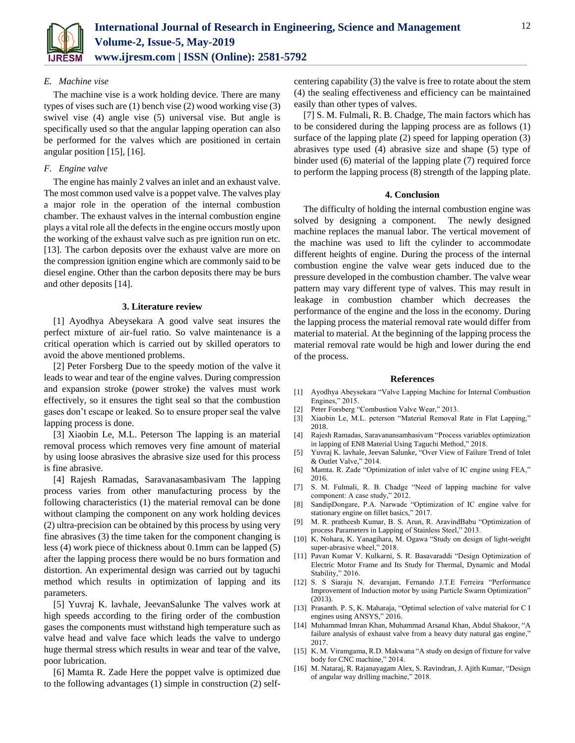### E. *Machine vise*

The machine vise is a work holding device. There are many types of vises such are (1) bench vise (2) wood working vise (3) swivel vise (4) angle vise (5) universal vise. But angle is specifically used so that the angular lapping operation can also be performed for the valves which are positioned in certain angular position [15], [16].

### F. *Engine valve*

The engine has mainly 2 valves an inlet and an exhaust valve. The most common used valve is a poppet valve. The valves play a major role in the operation of the internal combustion chamber. The exhaust valves in the internal combustion engine plays a vital role all the defects in the engine occurs mostly upon the working of the exhaust valve such as pre ignition run on etc. [13]. The carbon deposits over the exhaust valve are more on the compression ignition engine which are commonly said to be diesel engine. Other than the carbon deposits there may be burs and other deposits [14].

## 3. Literature review

[1] Ayodhya Abeysekara A good valve seat insures the perfect mixture of air-fuel ratio. So valve maintenance is a critical operation which is carried out by skilled operators to avoid the above mentioned problems.

[2] Peter Forsberg Due to the speedy motion of the valve it leads to wear and tear of the engine valves. During compression and expansion stroke (power stroke) the valves must work effectively, so it ensures the tight seal so that the combustion gases don't escape or leaked. So to ensure proper seal the valve lapping process is done.

[3] Xiaobin Le, M.L. Peterson The lapping is an material removal process which removes very fine amount of material by using loose abrasives the abrasive size used for this process is fine abrasive.

[4] Rajesh Ramadas, Saravanasambasivam The lapping process varies from other manufacturing process by the following characteristics (1) the material removal can be done without clamping the component on any work holding devices (2) ultra-precision can be obtained by this process by using very fine abrasives (3) the time taken for the component changing is less (4) work piece of thickness about 0.1mm can be lapped (5) after the lapping process there would be no burs formation and distortion. An experimental design was carried out by taguchi method which results in optimization of lapping and its parameters.

[5] Yuvraj K. lavhale, JeevanSalunke The valves work at high speeds according to the firing order of the combustion gases the components must withstand high temperature such as valve head and valve face which leads the valve to undergo huge thermal stress which results in wear and tear of the valve, poor lubrication.

[6] Mamta R. Zade Here the poppet valve is optimized due to the following advantages (1) simple in construction (2) self-centering capability (3) the valve is free to rotate about the stem (4) the sealing effectiveness and efficiency can be maintained easily than other types of valves.

[7] S. M. Fulmali, R. B. Chadge, The main factors which has to be considered during the lapping process are as follows (1) surface of the lapping plate (2) speed for lapping operation (3) abrasives type used (4) abrasive size and shape (5) type of binder used (6) material of the lapping plate (7) required force to perform the lapping process (8) strength of the lapping plate.

## 4. Conclusion

The difficulty of holding the internal combustion engine was solved by designing a component. The newly designed machine replaces the manual labor. The vertical movement of the machine was used to lift the cylinder to accommodate different heights of engine. During the process of the internal combustion engine the valve wear gets induced due to the pressure developed in the combustion chamber. The valve wear pattern may vary different type of valves. This may result in leakage in combustion chamber which decreases the performance of the engine and the loss in the economy. During the lapping process the material removal rate would differ from material to material. At the beginning of the lapping process the material removal rate would be high and lower during the end of the process.

## References

[1] Ayodhya Abeysekara "Valve Lapping Machine for Internal Combustion Engines," 2015.
[2] Peter Forsberg "Combustion Valve Wear," 2013.
[3] Xiaobin Le, M.L. peterson "Material Removal Rate in Flat Lapping," 2018.
[4] Rajesh Ramadas, Saravanansambasivam "Process variables optimization in lapping of EN8 Material Using Taguchi Method," 2018.
[5] Yuvraj K. lavhale, Jeevan Salunke, "Over View of Failure Trend of Inlet & Outlet Valve," 2014.
[6] Mamta. R. Zade "Optimization of inlet valve of IC engine using FEA," 2016.
[7] S. M. Fulmali, R. B. Chadge "Need of lapping machine for valve component: A case study," 2012.
[8] SandipDongare, P.A. Narwade "Optimization of IC engine valve for stationary engine on fillet basics," 2017.
[9] M. R. pratheesh Kumar, B. S. Arun, R. AravindBabu "Optimization of process Parameters in Lapping of Stainless Steel," 2013.
[10] K. Nohara, K. Yanagihara, M. Ogawa "Study on design of light-weight super-abrasive wheel," 2018.
[11] Pavan Kumar V. Kulkarni, S. R. Basavaraddi "Design Optimization of Electric Motor Frame and Its Study for Thermal, Dynamic and Modal Stability," 2016.
[12] S. S Siaraju N. devarajan, Fernando J.T.E Ferreira "Performance Improvement of Induction motor by using Particle Swarm Optimization" (2013).
[13] Prasanth. P. S, K. Maharaja, "Optimal selection of valve material for C I engines using ANSYS," 2016.
[14] Muhammad Imran Khan, Muhammad Arsanal Khan, Abdul Shakoor, "A failure analysis of exhaust valve from a heavy duty natural gas engine," 2017.
[15] K. M. Viramgama, R.D. Makwana "A study on design of fixture for valve body for CNC machine," 2014.
[16] M. Nataraj, R. Rajanayagam Alex, S. Ravindran, J. Ajith Kumar, "Design of angular way drilling machine," 2018.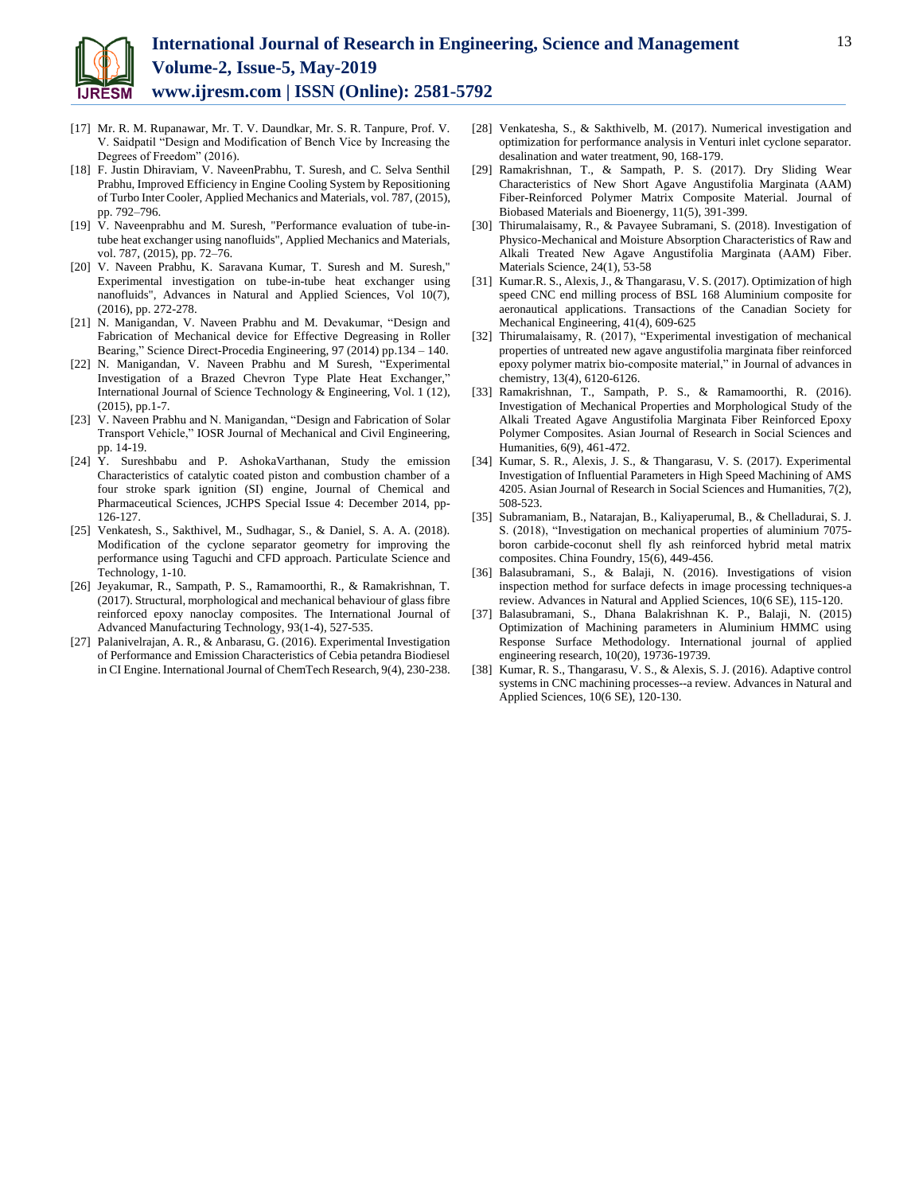[17] Mr. R. M. Rupanawar, Mr. T. V. Daundkar, Mr. S. R. Tanpure, Prof. V. V. Saidpatil "Design and Modification of Bench Vice by Increasing the Degrees of Freedom" (2016).

[18] F. Justin Dhiraviam, V. NaveenPrabhu, T. Suresh, and C. Selva Senthil Prabhu, Improved Efficiency in Engine Cooling System by Repositioning of Turbo Inter Cooler, Applied Mechanics and Materials, vol. 787, (2015), pp. 792–796.

[19] V. Naveenprabhu and M. Suresh, "Performance evaluation of tube-in-tube heat exchanger using nanofluids", Applied Mechanics and Materials, vol. 787, (2015), pp. 72–76.

[20] V. Naveen Prabhu, K. Saravana Kumar, T. Suresh and M. Suresh," Experimental investigation on tube-in-tube heat exchanger using nanofluids", Advances in Natural and Applied Sciences, Vol 10(7), (2016), pp. 272-278.

[21] N. Manigandan, V. Naveen Prabhu and M. Devakumar, "Design and Fabrication of Mechanical device for Effective Degreasing in Roller Bearing," Science Direct-Procedia Engineering, 97 (2014) pp.134 – 140.

[22] N. Manigandan, V. Naveen Prabhu and M Suresh, "Experimental Investigation of a Brazed Chevron Type Plate Heat Exchanger," International Journal of Science Technology & Engineering, Vol. 1 (12), (2015), pp.1-7.

[23] V. Naveen Prabhu and N. Manigandan, "Design and Fabrication of Solar Transport Vehicle," IOSR Journal of Mechanical and Civil Engineering, pp. 14-19.

[24] Y. Sureshbabu and P. AshokaVarthanan, Study the emission Characteristics of catalytic coated piston and combustion chamber of a four stroke spark ignition (SI) engine, Journal of Chemical and Pharmaceutical Sciences, JCHPS Special Issue 4: December 2014, pp-126-127.

[25] Venkatesh, S., Sakthivel, M., Sudhagar, S., & Daniel, S. A. A. (2018). Modification of the cyclone separator geometry for improving the performance using Taguchi and CFD approach. Particulate Science and Technology, 1-10.

[26] Jeyakumar, R., Sampath, P. S., Ramamoorthi, R., & Ramakrishnan, T. (2017). Structural, morphological and mechanical behaviour of glass fibre reinforced epoxy nanoclay composites. The International Journal of Advanced Manufacturing Technology, 93(1-4), 527-535.

[27] Palanivelrajan, A. R., & Anbarasu, G. (2016). Experimental Investigation of Performance and Emission Characteristics of Cebia petandra Biodiesel in CI Engine. International Journal of ChemTech Research, 9(4), 230-238.

[28] Venkatesha, S., & Sakthivelb, M. (2017). Numerical investigation and optimization for performance analysis in Venturi inlet cyclone separator. desalination and water treatment, 90, 168-179.

[29] Ramakrishnan, T., & Sampath, P. S. (2017). Dry Sliding Wear Characteristics of New Short Agave Angustifolia Marginata (AAM) Fiber-Reinforced Polymer Matrix Composite Material. Journal of Biobased Materials and Bioenergy, 11(5), 391-399.

[30] Thirumalaisamy, R., & Pavayee Subramani, S. (2018). Investigation of Physico-Mechanical and Moisture Absorption Characteristics of Raw and Alkali Treated New Agave Angustifolia Marginata (AAM) Fiber. Materials Science, 24(1), 53-58

[31] Kumar.R. S., Alexis, J., & Thangarasu, V. S. (2017). Optimization of high speed CNC end milling process of BSL 168 Aluminium composite for aeronautical applications. Transactions of the Canadian Society for Mechanical Engineering, 41(4), 609-625

[32] Thirumalaisamy, R. (2017), "Experimental investigation of mechanical properties of untreated new agave angustifolia marginata fiber reinforced epoxy polymer matrix bio-composite material," in Journal of advances in chemistry, 13(4), 6120-6126.

[33] Ramakrishnan, T., Sampath, P. S., & Ramamoorthi, R. (2016). Investigation of Mechanical Properties and Morphological Study of the Alkali Treated Agave Angustifolia Marginata Fiber Reinforced Epoxy Polymer Composites. Asian Journal of Research in Social Sciences and Humanities, 6(9), 461-472.

[34] Kumar, S. R., Alexis, J. S., & Thangarasu, V. S. (2017). Experimental Investigation of Influential Parameters in High Speed Machining of AMS 4205. Asian Journal of Research in Social Sciences and Humanities, 7(2), 508-523.

[35] Subramaniam, B., Natarajan, B., Kaliyaperumal, B., & Chelladurai, S. J. S. (2018), "Investigation on mechanical properties of aluminium 7075-boron carbide-coconut shell fly ash reinforced hybrid metal matrix composites. China Foundry, 15(6), 449-456.

[36] Balasubramani, S., & Balaji, N. (2016). Investigations of vision inspection method for surface defects in image processing techniques-a review. Advances in Natural and Applied Sciences, 10(6 SE), 115-120.

[37] Balasubramani, S., Dhana Balakrishnan K. P., Balaji, N. (2015) Optimization of Machining parameters in Aluminium HMMC using Response Surface Methodology. International journal of applied engineering research, 10(20), 19736-19739.

[38] Kumar, R. S., Thangarasu, V. S., & Alexis, S. J. (2016). Adaptive control systems in CNC machining processes--a review. Advances in Natural and Applied Sciences, 10(6 SE), 120-130.